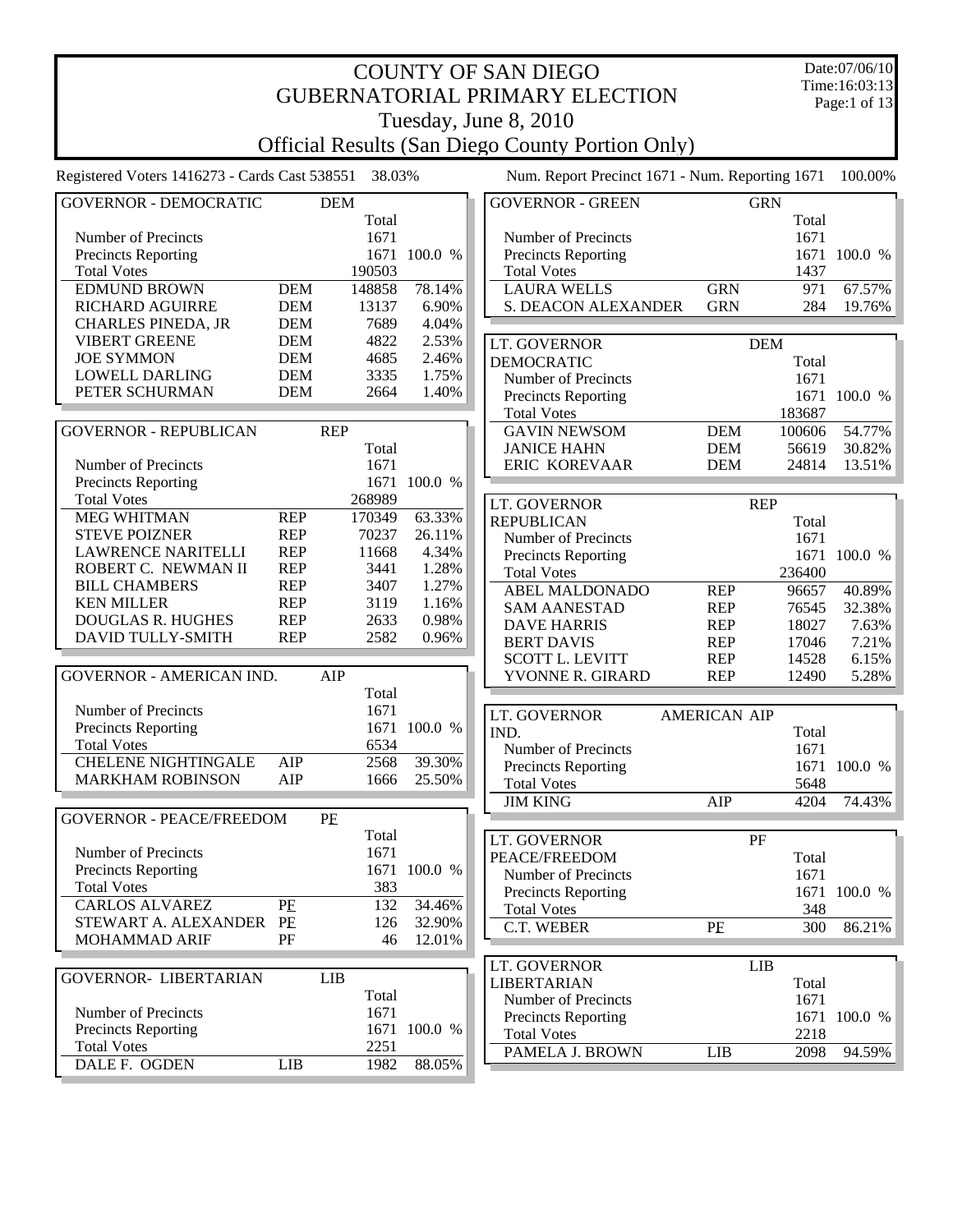# COUNTY OF SAN DIEGO
## GUBERNATORIAL PRIMARY ELECTION
### Tuesday, June 8, 2010
### Official Results (San Diego County Portion Only)

Date:07/06/10
Time:16:03:13

Registered Voters 1416273 - Cards Cast 538551 38.03%

Num. Report Precinct 1671 - Num. Reporting 1671 100.00%

| GOVERNOR - DEMOCRATIC | DEM | Total | |
|---|---|---|---|
| Number of Precincts | | 1671 | |
| Precincts Reporting | | 1671 | 100.0 % |
| Total Votes | | 190503 | |
| EDMUND BROWN | DEM | 148858 | 78.14% |
| RICHARD AGUIRRE | DEM | 13137 | 6.90% |
| CHARLES PINEDA, JR | DEM | 7689 | 4.04% |
| VIBERT GREENE | DEM | 4822 | 2.53% |
| JOE SYMMON | DEM | 4685 | 2.46% |
| LOWELL DARLING | DEM | 3335 | 1.75% |
| PETER SCHURMAN | DEM | 2664 | 1.40% |

| GOVERNOR - REPUBLICAN | REP | Total | |
|---|---|---|---|
| Number of Precincts | | 1671 | |
| Precincts Reporting | | 1671 | 100.0 % |
| Total Votes | | 268989 | |
| MEG WHITMAN | REP | 170349 | 63.33% |
| STEVE POIZNER | REP | 70237 | 26.11% |
| LAWRENCE NARITELLI | REP | 11668 | 4.34% |
| ROBERT C. NEWMAN II | REP | 3441 | 1.28% |
| BILL CHAMBERS | REP | 3407 | 1.27% |
| KEN MILLER | REP | 3119 | 1.16% |
| DOUGLAS R. HUGHES | REP | 2633 | 0.98% |
| DAVID TULLY-SMITH | REP | 2582 | 0.96% |

| GOVERNOR - AMERICAN IND. | AIP | Total | |
|---|---|---|---|
| Number of Precincts | | 1671 | |
| Precincts Reporting | | 1671 | 100.0 % |
| Total Votes | | 6534 | |
| CHELENE NIGHTINGALE | AIP | 2568 | 39.30% |
| MARKHAM ROBINSON | AIP | 1666 | 25.50% |

| GOVERNOR - PEACE/FREEDOM | PF | Total | |
|---|---|---|---|
| Number of Precincts | | 1671 | |
| Precincts Reporting | | 1671 | 100.0 % |
| Total Votes | | 383 | |
| CARLOS ALVAREZ | PF | 132 | 34.46% |
| STEWART A. ALEXANDER | PF | 126 | 32.90% |
| MOHAMMAD ARIF | PF | 46 | 12.01% |

| GOVERNOR- LIBERTARIAN | LIB | Total | |
|---|---|---|---|
| Number of Precincts | | 1671 | |
| Precincts Reporting | | 1671 | 100.0 % |
| Total Votes | | 2251 | |
| DALE F. OGDEN | LIB | 1982 | 88.05% |

| GOVERNOR - GREEN | GRN | Total | |
|---|---|---|---|
| Number of Precincts | | 1671 | |
| Precincts Reporting | | 1671 | 100.0 % |
| Total Votes | | 1437 | |
| LAURA WELLS | GRN | 971 | 67.57% |
| S. DEACON ALEXANDER | GRN | 284 | 19.76% |

| LT. GOVERNOR DEMOCRATIC | DEM | Total | |
|---|---|---|---|
| Number of Precincts | | 1671 | |
| Precincts Reporting | | 1671 | 100.0 % |
| Total Votes | | 183687 | |
| GAVIN NEWSOM | DEM | 100606 | 54.77% |
| JANICE HAHN | DEM | 56619 | 30.82% |
| ERIC KOREVAAR | DEM | 24814 | 13.51% |

| LT. GOVERNOR REPUBLICAN | REP | Total | |
|---|---|---|---|
| Number of Precincts | | 1671 | |
| Precincts Reporting | | 1671 | 100.0 % |
| Total Votes | | 236400 | |
| ABEL MALDONADO | REP | 96657 | 40.89% |
| SAM AANESTAD | REP | 76545 | 32.38% |
| DAVE HARRIS | REP | 18027 | 7.63% |
| BERT DAVIS | REP | 17046 | 7.21% |
| SCOTT L. LEVITT | REP | 14528 | 6.15% |
| YVONNE R. GIRARD | REP | 12490 | 5.28% |

| LT. GOVERNOR AMERICAN IND. | AIP | Total | |
|---|---|---|---|
| Number of Precincts | | 1671 | |
| Precincts Reporting | | 1671 | 100.0 % |
| Total Votes | | 5648 | |
| JIM KING | AIP | 4204 | 74.43% |

| LT. GOVERNOR PEACE/FREEDOM | PF | Total | |
|---|---|---|---|
| Number of Precincts | | 1671 | |
| Precincts Reporting | | 1671 | 100.0 % |
| Total Votes | | 348 | |
| C.T. WEBER | PF | 300 | 86.21% |

| LT. GOVERNOR LIBERTARIAN | LIB | Total | |
|---|---|---|---|
| Number of Precincts | | 1671 | |
| Precincts Reporting | | 1671 | 100.0 % |
| Total Votes | | 2218 | |
| PAMELA J. BROWN | LIB | 2098 | 94.59% |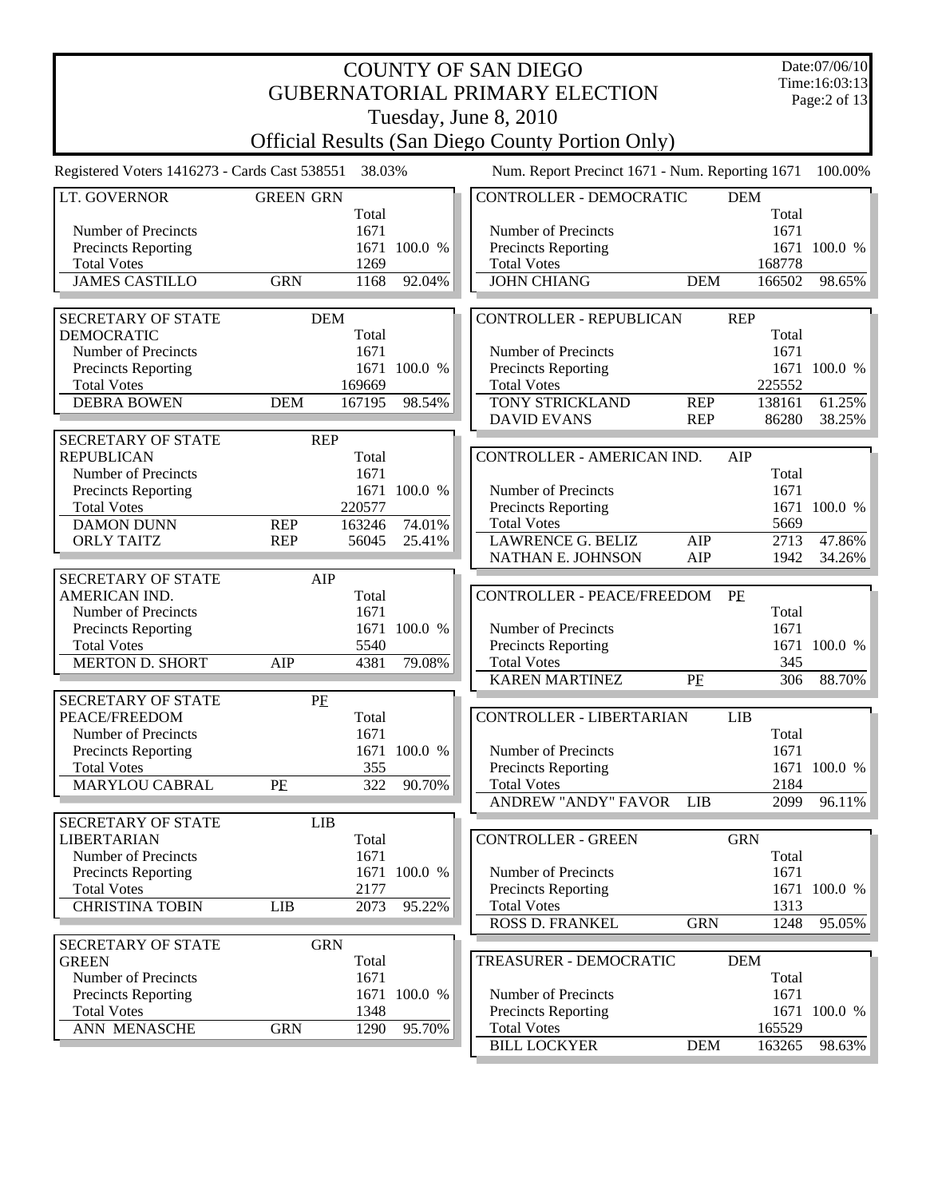# COUNTY OF SAN DIEGO
# GUBERNATORIAL PRIMARY ELECTION
## Tuesday, June 8, 2010
## Official Results (San Diego County Portion Only)

Date:07/06/10
Time:16:03:13

Registered Voters 1416273 - Cards Cast 538551 38.03%

Num. Report Precinct 1671 - Num. Reporting 1671 100.00%

### LT. GOVERNOR — GREEN GRN

| | | Total | |
|---|---|---|---|
| Number of Precincts | | 1671 | |
| Precincts Reporting | | 1671 | 100.0 % |
| Total Votes | | 1269 | |
| JAMES CASTILLO | GRN | 1168 | 92.04% |

### SECRETARY OF STATE DEMOCRATIC — DEM

| | | Total | |
|---|---|---|---|
| Number of Precincts | | 1671 | |
| Precincts Reporting | | 1671 | 100.0 % |
| Total Votes | | 169669 | |
| DEBRA BOWEN | DEM | 167195 | 98.54% |

### SECRETARY OF STATE REPUBLICAN — REP

| | | Total | |
|---|---|---|---|
| Number of Precincts | | 1671 | |
| Precincts Reporting | | 1671 | 100.0 % |
| Total Votes | | 220577 | |
| DAMON DUNN | REP | 163246 | 74.01% |
| ORLY TAITZ | REP | 56045 | 25.41% |

### SECRETARY OF STATE AMERICAN IND. — AIP

| | | Total | |
|---|---|---|---|
| Number of Precincts | | 1671 | |
| Precincts Reporting | | 1671 | 100.0 % |
| Total Votes | | 5540 | |
| MERTON D. SHORT | AIP | 4381 | 79.08% |

### SECRETARY OF STATE PEACE/FREEDOM — PF

| | | Total | |
|---|---|---|---|
| Number of Precincts | | 1671 | |
| Precincts Reporting | | 1671 | 100.0 % |
| Total Votes | | 355 | |
| MARYLOU CABRAL | PF | 322 | 90.70% |

### SECRETARY OF STATE LIBERTARIAN — LIB

| | | Total | |
|---|---|---|---|
| Number of Precincts | | 1671 | |
| Precincts Reporting | | 1671 | 100.0 % |
| Total Votes | | 2177 | |
| CHRISTINA TOBIN | LIB | 2073 | 95.22% |

### SECRETARY OF STATE GREEN — GRN

| | | Total | |
|---|---|---|---|
| Number of Precincts | | 1671 | |
| Precincts Reporting | | 1671 | 100.0 % |
| Total Votes | | 1348 | |
| ANN MENASCHE | GRN | 1290 | 95.70% |

### CONTROLLER - DEMOCRATIC — DEM

| | | Total | |
|---|---|---|---|
| Number of Precincts | | 1671 | |
| Precincts Reporting | | 1671 | 100.0 % |
| Total Votes | | 168778 | |
| JOHN CHIANG | DEM | 166502 | 98.65% |

### CONTROLLER - REPUBLICAN — REP

| | | Total | |
|---|---|---|---|
| Number of Precincts | | 1671 | |
| Precincts Reporting | | 1671 | 100.0 % |
| Total Votes | | 225552 | |
| TONY STRICKLAND | REP | 138161 | 61.25% |
| DAVID EVANS | REP | 86280 | 38.25% |

### CONTROLLER - AMERICAN IND. — AIP

| | | Total | |
|---|---|---|---|
| Number of Precincts | | 1671 | |
| Precincts Reporting | | 1671 | 100.0 % |
| Total Votes | | 5669 | |
| LAWRENCE G. BELIZ | AIP | 2713 | 47.86% |
| NATHAN E. JOHNSON | AIP | 1942 | 34.26% |

### CONTROLLER - PEACE/FREEDOM — PF

| | | Total | |
|---|---|---|---|
| Number of Precincts | | 1671 | |
| Precincts Reporting | | 1671 | 100.0 % |
| Total Votes | | 345 | |
| KAREN MARTINEZ | PF | 306 | 88.70% |

### CONTROLLER - LIBERTARIAN — LIB

| | | Total | |
|---|---|---|---|
| Number of Precincts | | 1671 | |
| Precincts Reporting | | 1671 | 100.0 % |
| Total Votes | | 2184 | |
| ANDREW "ANDY" FAVOR | LIB | 2099 | 96.11% |

### CONTROLLER - GREEN — GRN

| | | Total | |
|---|---|---|---|
| Number of Precincts | | 1671 | |
| Precincts Reporting | | 1671 | 100.0 % |
| Total Votes | | 1313 | |
| ROSS D. FRANKEL | GRN | 1248 | 95.05% |

### TREASURER - DEMOCRATIC — DEM

| | | Total | |
|---|---|---|---|
| Number of Precincts | | 1671 | |
| Precincts Reporting | | 1671 | 100.0 % |
| Total Votes | | 165529 | |
| BILL LOCKYER | DEM | 163265 | 98.63% |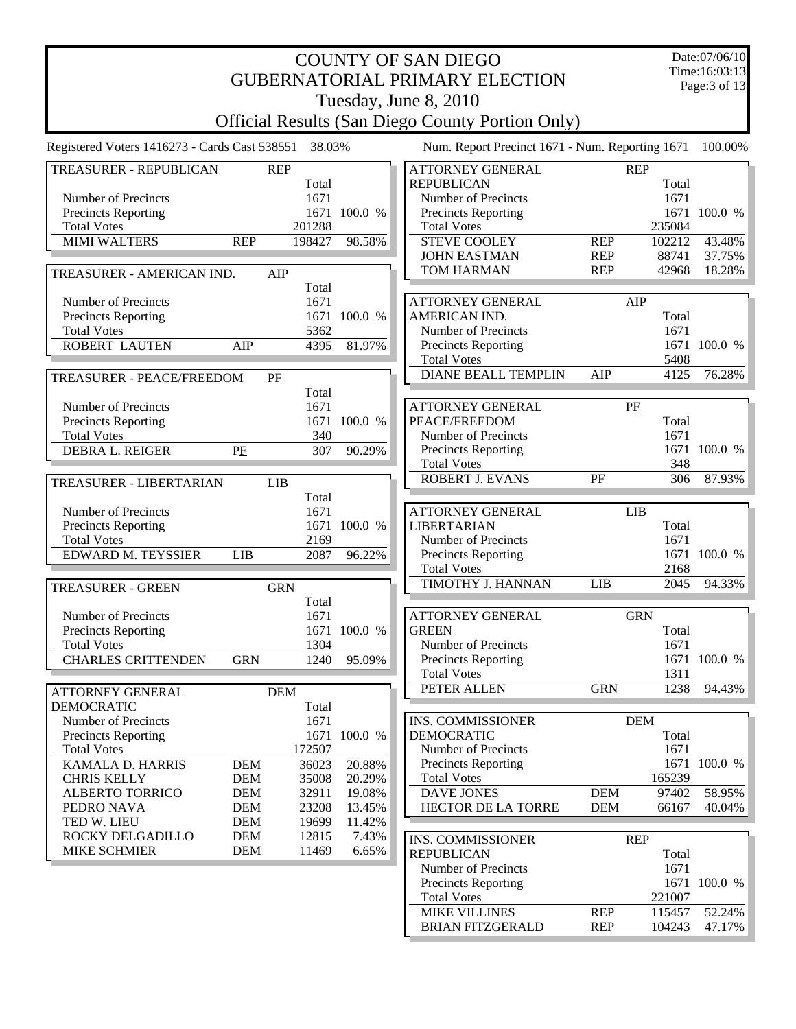# COUNTY OF SAN DIEGO
## GUBERNATORIAL PRIMARY ELECTION
### Tuesday, June 8, 2010
### Official Results (San Diego County Portion Only)

Date:07/06/10
Time:16:03:13

Registered Voters 1416273 - Cards Cast 538551 38.03%

Num. Report Precinct 1671 - Num. Reporting 1671 100.00%

| TREASURER - REPUBLICAN | REP | Total | |
|---|---|---|---|
| Number of Precincts | | 1671 | |
| Precincts Reporting | | 1671 | 100.0 % |
| Total Votes | | 201288 | |
| MIMI WALTERS | REP | 198427 | 98.58% |

| TREASURER - AMERICAN IND. | AIP | Total | |
|---|---|---|---|
| Number of Precincts | | 1671 | |
| Precincts Reporting | | 1671 | 100.0 % |
| Total Votes | | 5362 | |
| ROBERT LAUTEN | AIP | 4395 | 81.97% |

| TREASURER - PEACE/FREEDOM | PF | Total | |
|---|---|---|---|
| Number of Precincts | | 1671 | |
| Precincts Reporting | | 1671 | 100.0 % |
| Total Votes | | 340 | |
| DEBRA L. REIGER | PF | 307 | 90.29% |

| TREASURER - LIBERTARIAN | LIB | Total | |
|---|---|---|---|
| Number of Precincts | | 1671 | |
| Precincts Reporting | | 1671 | 100.0 % |
| Total Votes | | 2169 | |
| EDWARD M. TEYSSIER | LIB | 2087 | 96.22% |

| TREASURER - GREEN | GRN | Total | |
|---|---|---|---|
| Number of Precincts | | 1671 | |
| Precincts Reporting | | 1671 | 100.0 % |
| Total Votes | | 1304 | |
| CHARLES CRITTENDEN | GRN | 1240 | 95.09% |

| ATTORNEY GENERAL DEMOCRATIC | DEM | Total | |
|---|---|---|---|
| Number of Precincts | | 1671 | |
| Precincts Reporting | | 1671 | 100.0 % |
| Total Votes | | 172507 | |
| KAMALA D. HARRIS | DEM | 36023 | 20.88% |
| CHRIS KELLY | DEM | 35008 | 20.29% |
| ALBERTO TORRICO | DEM | 32911 | 19.08% |
| PEDRO NAVA | DEM | 23208 | 13.45% |
| TED W. LIEU | DEM | 19699 | 11.42% |
| ROCKY DELGADILLO | DEM | 12815 | 7.43% |
| MIKE SCHMIER | DEM | 11469 | 6.65% |

| ATTORNEY GENERAL REPUBLICAN | REP | Total | |
|---|---|---|---|
| Number of Precincts | | 1671 | |
| Precincts Reporting | | 1671 | 100.0 % |
| Total Votes | | 235084 | |
| STEVE COOLEY | REP | 102212 | 43.48% |
| JOHN EASTMAN | REP | 88741 | 37.75% |
| TOM HARMAN | REP | 42968 | 18.28% |

| ATTORNEY GENERAL AMERICAN IND. | AIP | Total | |
|---|---|---|---|
| Number of Precincts | | 1671 | |
| Precincts Reporting | | 1671 | 100.0 % |
| Total Votes | | 5408 | |
| DIANE BEALL TEMPLIN | AIP | 4125 | 76.28% |

| ATTORNEY GENERAL PEACE/FREEDOM | PF | Total | |
|---|---|---|---|
| Number of Precincts | | 1671 | |
| Precincts Reporting | | 1671 | 100.0 % |
| Total Votes | | 348 | |
| ROBERT J. EVANS | PF | 306 | 87.93% |

| ATTORNEY GENERAL LIBERTARIAN | LIB | Total | |
|---|---|---|---|
| Number of Precincts | | 1671 | |
| Precincts Reporting | | 1671 | 100.0 % |
| Total Votes | | 2168 | |
| TIMOTHY J. HANNAN | LIB | 2045 | 94.33% |

| ATTORNEY GENERAL GREEN | GRN | Total | |
|---|---|---|---|
| Number of Precincts | | 1671 | |
| Precincts Reporting | | 1671 | 100.0 % |
| Total Votes | | 1311 | |
| PETER ALLEN | GRN | 1238 | 94.43% |

| INS. COMMISSIONER DEMOCRATIC | DEM | Total | |
|---|---|---|---|
| Number of Precincts | | 1671 | |
| Precincts Reporting | | 1671 | 100.0 % |
| Total Votes | | 165239 | |
| DAVE JONES | DEM | 97402 | 58.95% |
| HECTOR DE LA TORRE | DEM | 66167 | 40.04% |

| INS. COMMISSIONER REPUBLICAN | REP | Total | |
|---|---|---|---|
| Number of Precincts | | 1671 | |
| Precincts Reporting | | 1671 | 100.0 % |
| Total Votes | | 221007 | |
| MIKE VILLINES | REP | 115457 | 52.24% |
| BRIAN FITZGERALD | REP | 104243 | 47.17% |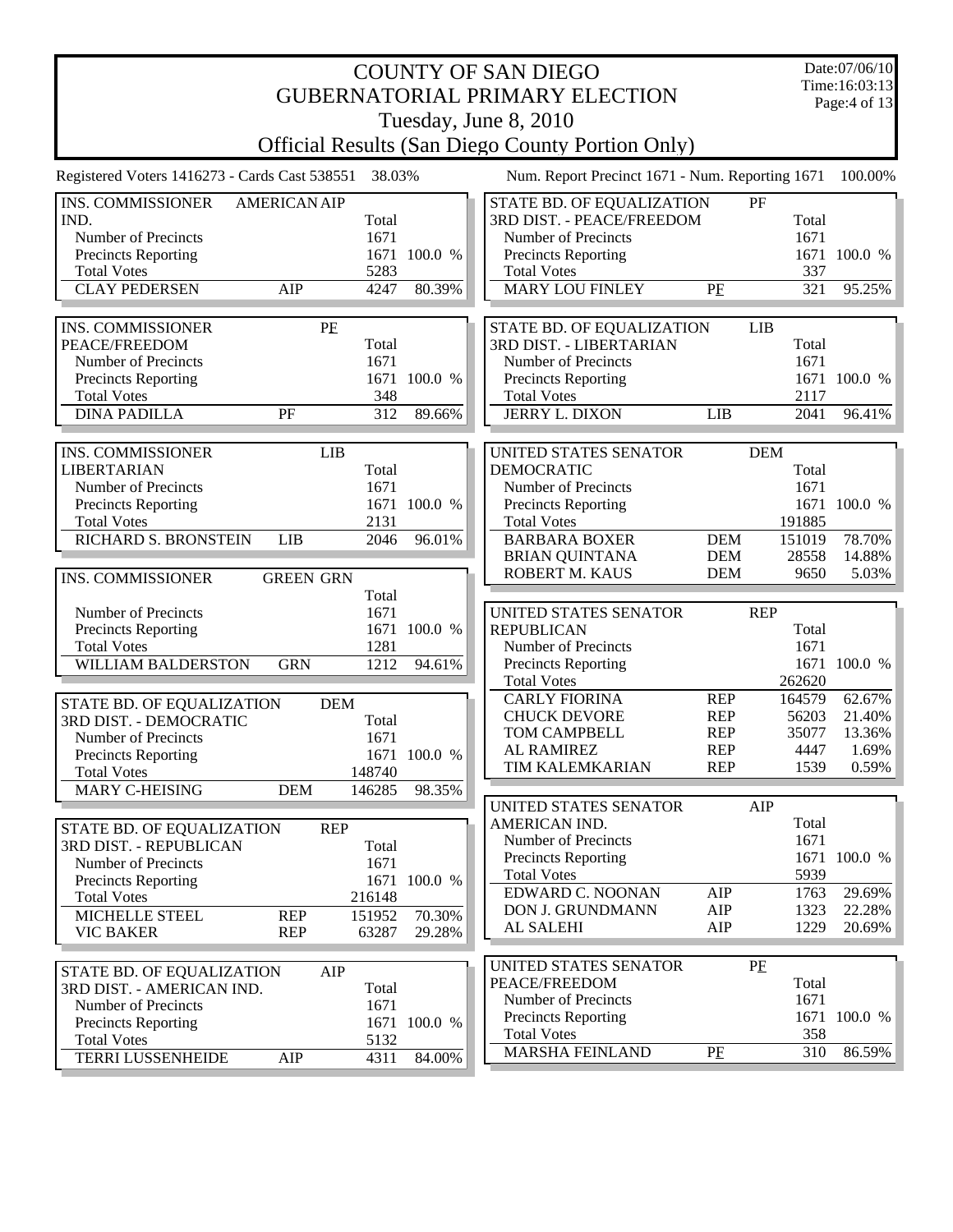# COUNTY OF SAN DIEGO
# GUBERNATORIAL PRIMARY ELECTION
## Tuesday, June 8, 2010
## Official Results (San Diego County Portion Only)

Date:07/06/10
Time:16:03:13

Registered Voters 1416273 - Cards Cast 538551 38.03%

Num. Report Precinct 1671 - Num. Reporting 1671 100.00%

| INS. COMMISSIONER AMERICAN IND. | AIP | Total | |
|---|---|---|---|
| Number of Precincts | | 1671 | |
| Precincts Reporting | | 1671 | 100.0 % |
| Total Votes | | 5283 | |
| CLAY PEDERSEN | AIP | 4247 | 80.39% |

| INS. COMMISSIONER PEACE/FREEDOM | PF | Total | |
|---|---|---|---|
| Number of Precincts | | 1671 | |
| Precincts Reporting | | 1671 | 100.0 % |
| Total Votes | | 348 | |
| DINA PADILLA | PF | 312 | 89.66% |

| INS. COMMISSIONER LIBERTARIAN | LIB | Total | |
|---|---|---|---|
| Number of Precincts | | 1671 | |
| Precincts Reporting | | 1671 | 100.0 % |
| Total Votes | | 2131 | |
| RICHARD S. BRONSTEIN | LIB | 2046 | 96.01% |

| INS. COMMISSIONER GREEN | GRN | Total | |
|---|---|---|---|
| Number of Precincts | | 1671 | |
| Precincts Reporting | | 1671 | 100.0 % |
| Total Votes | | 1281 | |
| WILLIAM BALDERSTON | GRN | 1212 | 94.61% |

| STATE BD. OF EQUALIZATION 3RD DIST. - DEMOCRATIC | DEM | Total | |
|---|---|---|---|
| Number of Precincts | | 1671 | |
| Precincts Reporting | | 1671 | 100.0 % |
| Total Votes | | 148740 | |
| MARY C-HEISING | DEM | 146285 | 98.35% |

| STATE BD. OF EQUALIZATION 3RD DIST. - REPUBLICAN | REP | Total | |
|---|---|---|---|
| Number of Precincts | | 1671 | |
| Precincts Reporting | | 1671 | 100.0 % |
| Total Votes | | 216148 | |
| MICHELLE STEEL | REP | 151952 | 70.30% |
| VIC BAKER | REP | 63287 | 29.28% |

| STATE BD. OF EQUALIZATION 3RD DIST. - AMERICAN IND. | AIP | Total | |
|---|---|---|---|
| Number of Precincts | | 1671 | |
| Precincts Reporting | | 1671 | 100.0 % |
| Total Votes | | 5132 | |
| TERRI LUSSENHEIDE | AIP | 4311 | 84.00% |

| STATE BD. OF EQUALIZATION 3RD DIST. - PEACE/FREEDOM | PF | Total | |
|---|---|---|---|
| Number of Precincts | | 1671 | |
| Precincts Reporting | | 1671 | 100.0 % |
| Total Votes | | 337 | |
| MARY LOU FINLEY | PF | 321 | 95.25% |

| STATE BD. OF EQUALIZATION 3RD DIST. - LIBERTARIAN | LIB | Total | |
|---|---|---|---|
| Number of Precincts | | 1671 | |
| Precincts Reporting | | 1671 | 100.0 % |
| Total Votes | | 2117 | |
| JERRY L. DIXON | LIB | 2041 | 96.41% |

| UNITED STATES SENATOR DEMOCRATIC | DEM | Total | |
|---|---|---|---|
| Number of Precincts | | 1671 | |
| Precincts Reporting | | 1671 | 100.0 % |
| Total Votes | | 191885 | |
| BARBARA BOXER | DEM | 151019 | 78.70% |
| BRIAN QUINTANA | DEM | 28558 | 14.88% |
| ROBERT M. KAUS | DEM | 9650 | 5.03% |

| UNITED STATES SENATOR REPUBLICAN | REP | Total | |
|---|---|---|---|
| Number of Precincts | | 1671 | |
| Precincts Reporting | | 1671 | 100.0 % |
| Total Votes | | 262620 | |
| CARLY FIORINA | REP | 164579 | 62.67% |
| CHUCK DEVORE | REP | 56203 | 21.40% |
| TOM CAMPBELL | REP | 35077 | 13.36% |
| AL RAMIREZ | REP | 4447 | 1.69% |
| TIM KALEMKARIAN | REP | 1539 | 0.59% |

| UNITED STATES SENATOR AMERICAN IND. | AIP | Total | |
|---|---|---|---|
| Number of Precincts | | 1671 | |
| Precincts Reporting | | 1671 | 100.0 % |
| Total Votes | | 5939 | |
| EDWARD C. NOONAN | AIP | 1763 | 29.69% |
| DON J. GRUNDMANN | AIP | 1323 | 22.28% |
| AL SALEHI | AIP | 1229 | 20.69% |

| UNITED STATES SENATOR PEACE/FREEDOM | PF | Total | |
|---|---|---|---|
| Number of Precincts | | 1671 | |
| Precincts Reporting | | 1671 | 100.0 % |
| Total Votes | | 358 | |
| MARSHA FEINLAND | PF | 310 | 86.59% |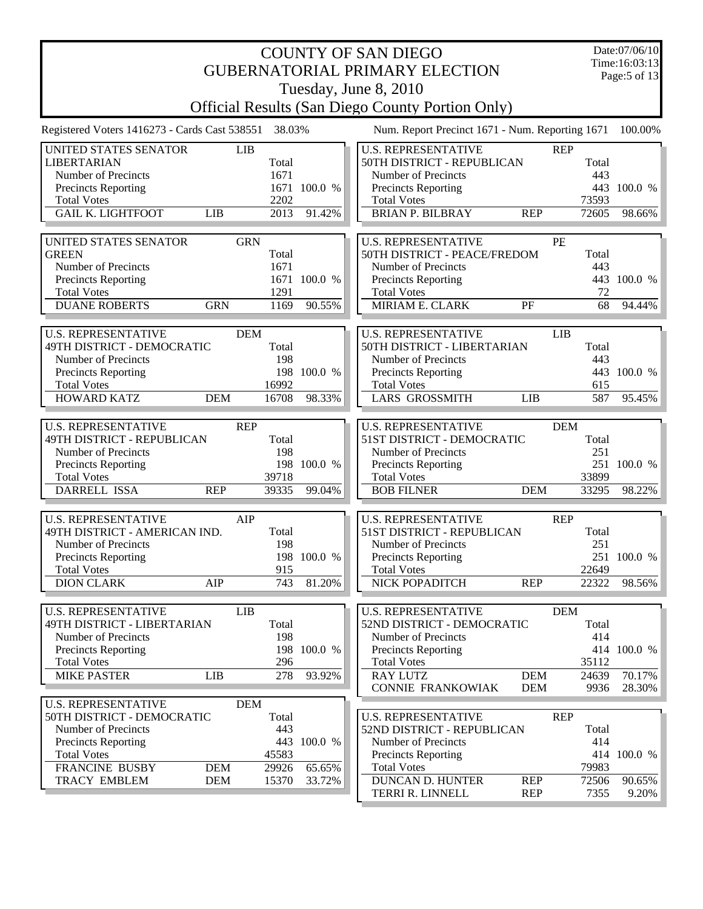# COUNTY OF SAN DIEGO
# GUBERNATORIAL PRIMARY ELECTION
## Tuesday, June 8, 2010
## Official Results (San Diego County Portion Only)

Date:07/06/10
Time:16:03:13

Registered Voters 1416273 - Cards Cast 538551 38.03%

Num. Report Precinct 1671 - Num. Reporting 1671 100.00%

| UNITED STATES SENATOR LIBERTARIAN | LIB | Total | |
|---|---|---|---|
| Number of Precincts | | 1671 | |
| Precincts Reporting | | 1671 | 100.0 % |
| Total Votes | | 2202 | |
| GAIL K. LIGHTFOOT | LIB | 2013 | 91.42% |

| UNITED STATES SENATOR GREEN | GRN | Total | |
|---|---|---|---|
| Number of Precincts | | 1671 | |
| Precincts Reporting | | 1671 | 100.0 % |
| Total Votes | | 1291 | |
| DUANE ROBERTS | GRN | 1169 | 90.55% |

| U.S. REPRESENTATIVE 49TH DISTRICT - DEMOCRATIC | DEM | Total | |
|---|---|---|---|
| Number of Precincts | | 198 | |
| Precincts Reporting | | 198 | 100.0 % |
| Total Votes | | 16992 | |
| HOWARD KATZ | DEM | 16708 | 98.33% |

| U.S. REPRESENTATIVE 49TH DISTRICT - REPUBLICAN | REP | Total | |
|---|---|---|---|
| Number of Precincts | | 198 | |
| Precincts Reporting | | 198 | 100.0 % |
| Total Votes | | 39718 | |
| DARRELL ISSA | REP | 39335 | 99.04% |

| U.S. REPRESENTATIVE 49TH DISTRICT - AMERICAN IND. | AIP | Total | |
|---|---|---|---|
| Number of Precincts | | 198 | |
| Precincts Reporting | | 198 | 100.0 % |
| Total Votes | | 915 | |
| DION CLARK | AIP | 743 | 81.20% |

| U.S. REPRESENTATIVE 49TH DISTRICT - LIBERTARIAN | LIB | Total | |
|---|---|---|---|
| Number of Precincts | | 198 | |
| Precincts Reporting | | 198 | 100.0 % |
| Total Votes | | 296 | |
| MIKE PASTER | LIB | 278 | 93.92% |

| U.S. REPRESENTATIVE 50TH DISTRICT - DEMOCRATIC | DEM | Total | |
|---|---|---|---|
| Number of Precincts | | 443 | |
| Precincts Reporting | | 443 | 100.0 % |
| Total Votes | | 45583 | |
| FRANCINE BUSBY | DEM | 29926 | 65.65% |
| TRACY EMBLEM | DEM | 15370 | 33.72% |

| U.S. REPRESENTATIVE 50TH DISTRICT - REPUBLICAN | REP | Total | |
|---|---|---|---|
| Number of Precincts | | 443 | |
| Precincts Reporting | | 443 | 100.0 % |
| Total Votes | | 73593 | |
| BRIAN P. BILBRAY | REP | 72605 | 98.66% |

| U.S. REPRESENTATIVE 50TH DISTRICT - PEACE/FREDOM | PF | Total | |
|---|---|---|---|
| Number of Precincts | | 443 | |
| Precincts Reporting | | 443 | 100.0 % |
| Total Votes | | 72 | |
| MIRIAM E. CLARK | PF | 68 | 94.44% |

| U.S. REPRESENTATIVE 50TH DISTRICT - LIBERTARIAN | LIB | Total | |
|---|---|---|---|
| Number of Precincts | | 443 | |
| Precincts Reporting | | 443 | 100.0 % |
| Total Votes | | 615 | |
| LARS GROSSMITH | LIB | 587 | 95.45% |

| U.S. REPRESENTATIVE 51ST DISTRICT - DEMOCRATIC | DEM | Total | |
|---|---|---|---|
| Number of Precincts | | 251 | |
| Precincts Reporting | | 251 | 100.0 % |
| Total Votes | | 33899 | |
| BOB FILNER | DEM | 33295 | 98.22% |

| U.S. REPRESENTATIVE 51ST DISTRICT - REPUBLICAN | REP | Total | |
|---|---|---|---|
| Number of Precincts | | 251 | |
| Precincts Reporting | | 251 | 100.0 % |
| Total Votes | | 22649 | |
| NICK POPADITCH | REP | 22322 | 98.56% |

| U.S. REPRESENTATIVE 52ND DISTRICT - DEMOCRATIC | DEM | Total | |
|---|---|---|---|
| Number of Precincts | | 414 | |
| Precincts Reporting | | 414 | 100.0 % |
| Total Votes | | 35112 | |
| RAY LUTZ | DEM | 24639 | 70.17% |
| CONNIE FRANKOWIAK | DEM | 9936 | 28.30% |

| U.S. REPRESENTATIVE 52ND DISTRICT - REPUBLICAN | REP | Total | |
|---|---|---|---|
| Number of Precincts | | 414 | |
| Precincts Reporting | | 414 | 100.0 % |
| Total Votes | | 79983 | |
| DUNCAN D. HUNTER | REP | 72506 | 90.65% |
| TERRI R. LINNELL | REP | 7355 | 9.20% |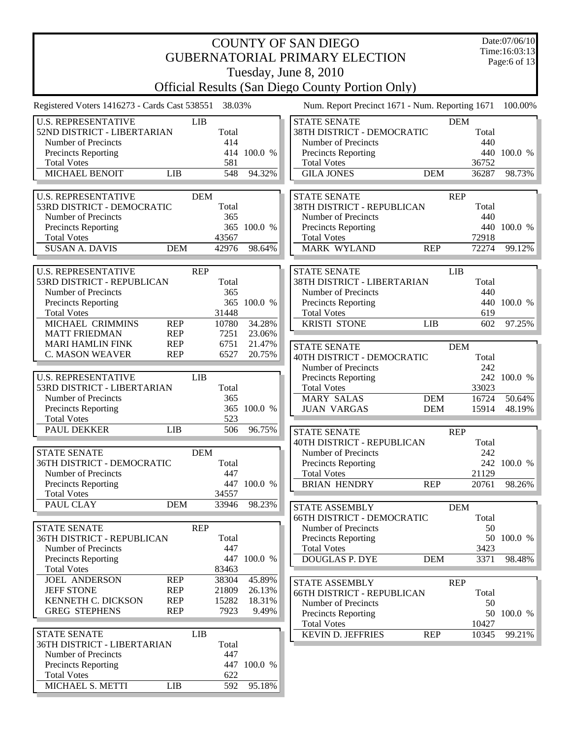# COUNTY OF SAN DIEGO
# GUBERNATORIAL PRIMARY ELECTION
## Tuesday, June 8, 2010
## Official Results (San Diego County Portion Only)

Date:07/06/10
Time:16:03:13

Registered Voters 1416273 - Cards Cast 538551 38.03%

Num. Report Precinct 1671 - Num. Reporting 1671 100.00%

| U.S. REPRESENTATIVE 52ND DISTRICT - LIBERTARIAN | LIB | Total | |
|---|---|---|---|
| Number of Precincts | | 414 | |
| Precincts Reporting | | 414 | 100.0 % |
| Total Votes | | 581 | |
| MICHAEL BENOIT | LIB | 548 | 94.32% |

| U.S. REPRESENTATIVE 53RD DISTRICT - DEMOCRATIC | DEM | Total | |
|---|---|---|---|
| Number of Precincts | | 365 | |
| Precincts Reporting | | 365 | 100.0 % |
| Total Votes | | 43567 | |
| SUSAN A. DAVIS | DEM | 42976 | 98.64% |

| U.S. REPRESENTATIVE 53RD DISTRICT - REPUBLICAN | REP | Total | |
|---|---|---|---|
| Number of Precincts | | 365 | |
| Precincts Reporting | | 365 | 100.0 % |
| Total Votes | | 31448 | |
| MICHAEL CRIMMINS | REP | 10780 | 34.28% |
| MATT FRIEDMAN | REP | 7251 | 23.06% |
| MARI HAMLIN FINK | REP | 6751 | 21.47% |
| C. MASON WEAVER | REP | 6527 | 20.75% |

| U.S. REPRESENTATIVE 53RD DISTRICT - LIBERTARIAN | LIB | Total | |
|---|---|---|---|
| Number of Precincts | | 365 | |
| Precincts Reporting | | 365 | 100.0 % |
| Total Votes | | 523 | |
| PAUL DEKKER | LIB | 506 | 96.75% |

| STATE SENATE 36TH DISTRICT - DEMOCRATIC | DEM | Total | |
|---|---|---|---|
| Number of Precincts | | 447 | |
| Precincts Reporting | | 447 | 100.0 % |
| Total Votes | | 34557 | |
| PAUL CLAY | DEM | 33946 | 98.23% |

| STATE SENATE 36TH DISTRICT - REPUBLICAN | REP | Total | |
|---|---|---|---|
| Number of Precincts | | 447 | |
| Precincts Reporting | | 447 | 100.0 % |
| Total Votes | | 83463 | |
| JOEL ANDERSON | REP | 38304 | 45.89% |
| JEFF STONE | REP | 21809 | 26.13% |
| KENNETH C. DICKSON | REP | 15282 | 18.31% |
| GREG STEPHENS | REP | 7923 | 9.49% |

| STATE SENATE 36TH DISTRICT - LIBERTARIAN | LIB | Total | |
|---|---|---|---|
| Number of Precincts | | 447 | |
| Precincts Reporting | | 447 | 100.0 % |
| Total Votes | | 622 | |
| MICHAEL S. METTI | LIB | 592 | 95.18% |

| STATE SENATE 38TH DISTRICT - DEMOCRATIC | DEM | Total | |
|---|---|---|---|
| Number of Precincts | | 440 | |
| Precincts Reporting | | 440 | 100.0 % |
| Total Votes | | 36752 | |
| GILA JONES | DEM | 36287 | 98.73% |

| STATE SENATE 38TH DISTRICT - REPUBLICAN | REP | Total | |
|---|---|---|---|
| Number of Precincts | | 440 | |
| Precincts Reporting | | 440 | 100.0 % |
| Total Votes | | 72918 | |
| MARK WYLAND | REP | 72274 | 99.12% |

| STATE SENATE 38TH DISTRICT - LIBERTARIAN | LIB | Total | |
|---|---|---|---|
| Number of Precincts | | 440 | |
| Precincts Reporting | | 440 | 100.0 % |
| Total Votes | | 619 | |
| KRISTI STONE | LIB | 602 | 97.25% |

| STATE SENATE 40TH DISTRICT - DEMOCRATIC | DEM | Total | |
|---|---|---|---|
| Number of Precincts | | 242 | |
| Precincts Reporting | | 242 | 100.0 % |
| Total Votes | | 33023 | |
| MARY SALAS | DEM | 16724 | 50.64% |
| JUAN VARGAS | DEM | 15914 | 48.19% |

| STATE SENATE 40TH DISTRICT - REPUBLICAN | REP | Total | |
|---|---|---|---|
| Number of Precincts | | 242 | |
| Precincts Reporting | | 242 | 100.0 % |
| Total Votes | | 21129 | |
| BRIAN HENDRY | REP | 20761 | 98.26% |

| STATE ASSEMBLY 66TH DISTRICT - DEMOCRATIC | DEM | Total | |
|---|---|---|---|
| Number of Precincts | | 50 | |
| Precincts Reporting | | 50 | 100.0 % |
| Total Votes | | 3423 | |
| DOUGLAS P. DYE | DEM | 3371 | 98.48% |

| STATE ASSEMBLY 66TH DISTRICT - REPUBLICAN | REP | Total | |
|---|---|---|---|
| Number of Precincts | | 50 | |
| Precincts Reporting | | 50 | 100.0 % |
| Total Votes | | 10427 | |
| KEVIN D. JEFFRIES | REP | 10345 | 99.21% |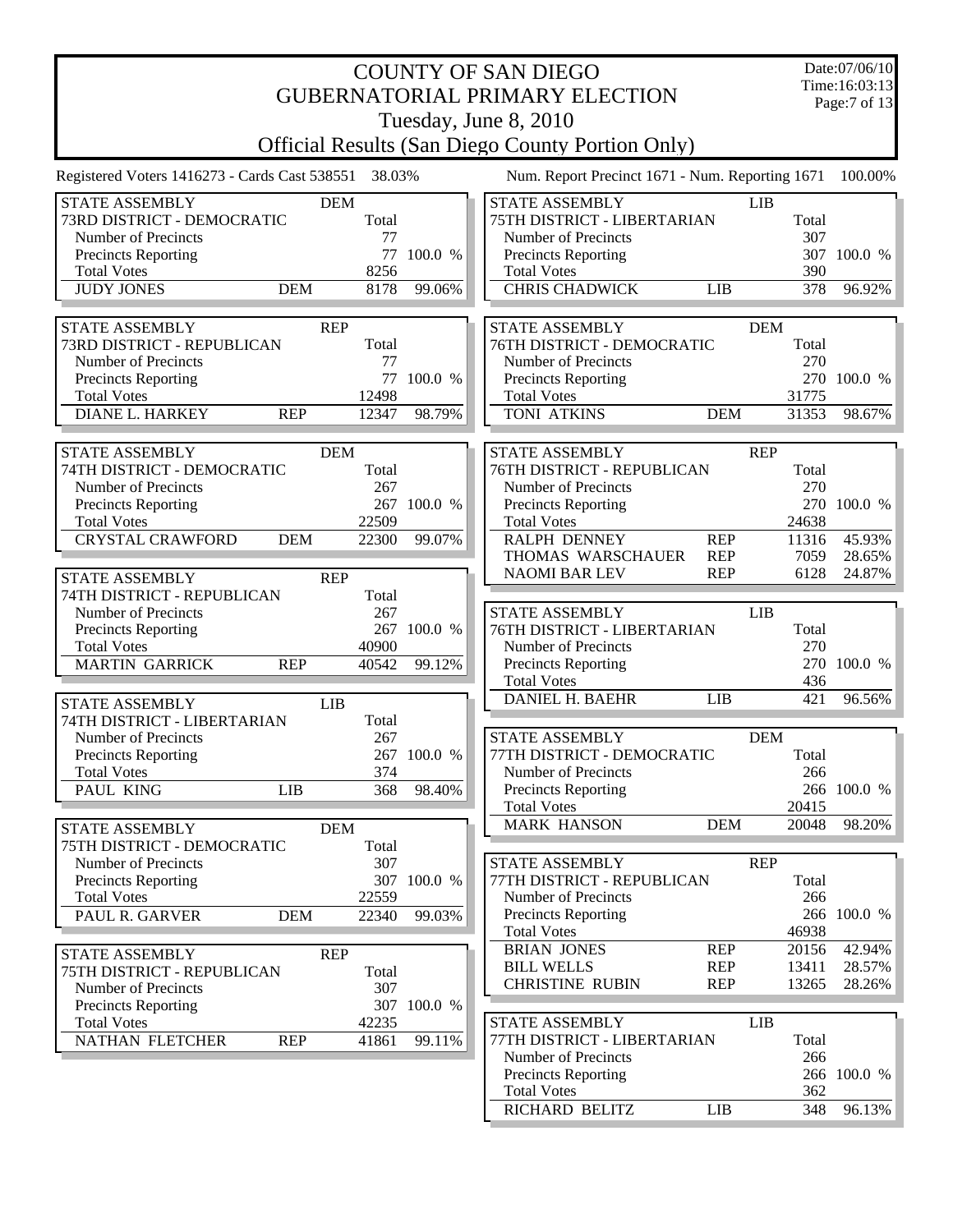# COUNTY OF SAN DIEGO
## GUBERNATORIAL PRIMARY ELECTION
### Tuesday, June 8, 2010
### Official Results (San Diego County Portion Only)

Date:07/06/10
Time:16:03:13

Registered Voters 1416273 - Cards Cast 538551 38.03%

Num. Report Precinct 1671 - Num. Reporting 1671 100.00%

| STATE ASSEMBLY | DEM | | |
|---|---|---|---|
| 73RD DISTRICT - DEMOCRATIC | | Total | |
| Number of Precincts | | 77 | |
| Precincts Reporting | | 77 | 100.0 % |
| Total Votes | | 8256 | |
| JUDY JONES | DEM | 8178 | 99.06% |

| STATE ASSEMBLY | REP | | |
|---|---|---|---|
| 73RD DISTRICT - REPUBLICAN | | Total | |
| Number of Precincts | | 77 | |
| Precincts Reporting | | 77 | 100.0 % |
| Total Votes | | 12498 | |
| DIANE L. HARKEY | REP | 12347 | 98.79% |

| STATE ASSEMBLY | DEM | | |
|---|---|---|---|
| 74TH DISTRICT - DEMOCRATIC | | Total | |
| Number of Precincts | | 267 | |
| Precincts Reporting | | 267 | 100.0 % |
| Total Votes | | 22509 | |
| CRYSTAL CRAWFORD | DEM | 22300 | 99.07% |

| STATE ASSEMBLY | REP | | |
|---|---|---|---|
| 74TH DISTRICT - REPUBLICAN | | Total | |
| Number of Precincts | | 267 | |
| Precincts Reporting | | 267 | 100.0 % |
| Total Votes | | 40900 | |
| MARTIN GARRICK | REP | 40542 | 99.12% |

| STATE ASSEMBLY | LIB | | |
|---|---|---|---|
| 74TH DISTRICT - LIBERTARIAN | | Total | |
| Number of Precincts | | 267 | |
| Precincts Reporting | | 267 | 100.0 % |
| Total Votes | | 374 | |
| PAUL KING | LIB | 368 | 98.40% |

| STATE ASSEMBLY | DEM | | |
|---|---|---|---|
| 75TH DISTRICT - DEMOCRATIC | | Total | |
| Number of Precincts | | 307 | |
| Precincts Reporting | | 307 | 100.0 % |
| Total Votes | | 22559 | |
| PAUL R. GARVER | DEM | 22340 | 99.03% |

| STATE ASSEMBLY | REP | | |
|---|---|---|---|
| 75TH DISTRICT - REPUBLICAN | | Total | |
| Number of Precincts | | 307 | |
| Precincts Reporting | | 307 | 100.0 % |
| Total Votes | | 42235 | |
| NATHAN FLETCHER | REP | 41861 | 99.11% |

| STATE ASSEMBLY | LIB | | |
|---|---|---|---|
| 75TH DISTRICT - LIBERTARIAN | | Total | |
| Number of Precincts | | 307 | |
| Precincts Reporting | | 307 | 100.0 % |
| Total Votes | | 390 | |
| CHRIS CHADWICK | LIB | 378 | 96.92% |

| STATE ASSEMBLY | DEM | | |
|---|---|---|---|
| 76TH DISTRICT - DEMOCRATIC | | Total | |
| Number of Precincts | | 270 | |
| Precincts Reporting | | 270 | 100.0 % |
| Total Votes | | 31775 | |
| TONI ATKINS | DEM | 31353 | 98.67% |

| STATE ASSEMBLY | REP | | |
|---|---|---|---|
| 76TH DISTRICT - REPUBLICAN | | Total | |
| Number of Precincts | | 270 | |
| Precincts Reporting | | 270 | 100.0 % |
| Total Votes | | 24638 | |
| RALPH DENNEY | REP | 11316 | 45.93% |
| THOMAS WARSCHAUER | REP | 7059 | 28.65% |
| NAOMI BAR LEV | REP | 6128 | 24.87% |

| STATE ASSEMBLY | LIB | | |
|---|---|---|---|
| 76TH DISTRICT - LIBERTARIAN | | Total | |
| Number of Precincts | | 270 | |
| Precincts Reporting | | 270 | 100.0 % |
| Total Votes | | 436 | |
| DANIEL H. BAEHR | LIB | 421 | 96.56% |

| STATE ASSEMBLY | DEM | | |
|---|---|---|---|
| 77TH DISTRICT - DEMOCRATIC | | Total | |
| Number of Precincts | | 266 | |
| Precincts Reporting | | 266 | 100.0 % |
| Total Votes | | 20415 | |
| MARK HANSON | DEM | 20048 | 98.20% |

| STATE ASSEMBLY | REP | | |
|---|---|---|---|
| 77TH DISTRICT - REPUBLICAN | | Total | |
| Number of Precincts | | 266 | |
| Precincts Reporting | | 266 | 100.0 % |
| Total Votes | | 46938 | |
| BRIAN JONES | REP | 20156 | 42.94% |
| BILL WELLS | REP | 13411 | 28.57% |
| CHRISTINE RUBIN | REP | 13265 | 28.26% |

| STATE ASSEMBLY | LIB | | |
|---|---|---|---|
| 77TH DISTRICT - LIBERTARIAN | | Total | |
| Number of Precincts | | 266 | |
| Precincts Reporting | | 266 | 100.0 % |
| Total Votes | | 362 | |
| RICHARD BELITZ | LIB | 348 | 96.13% |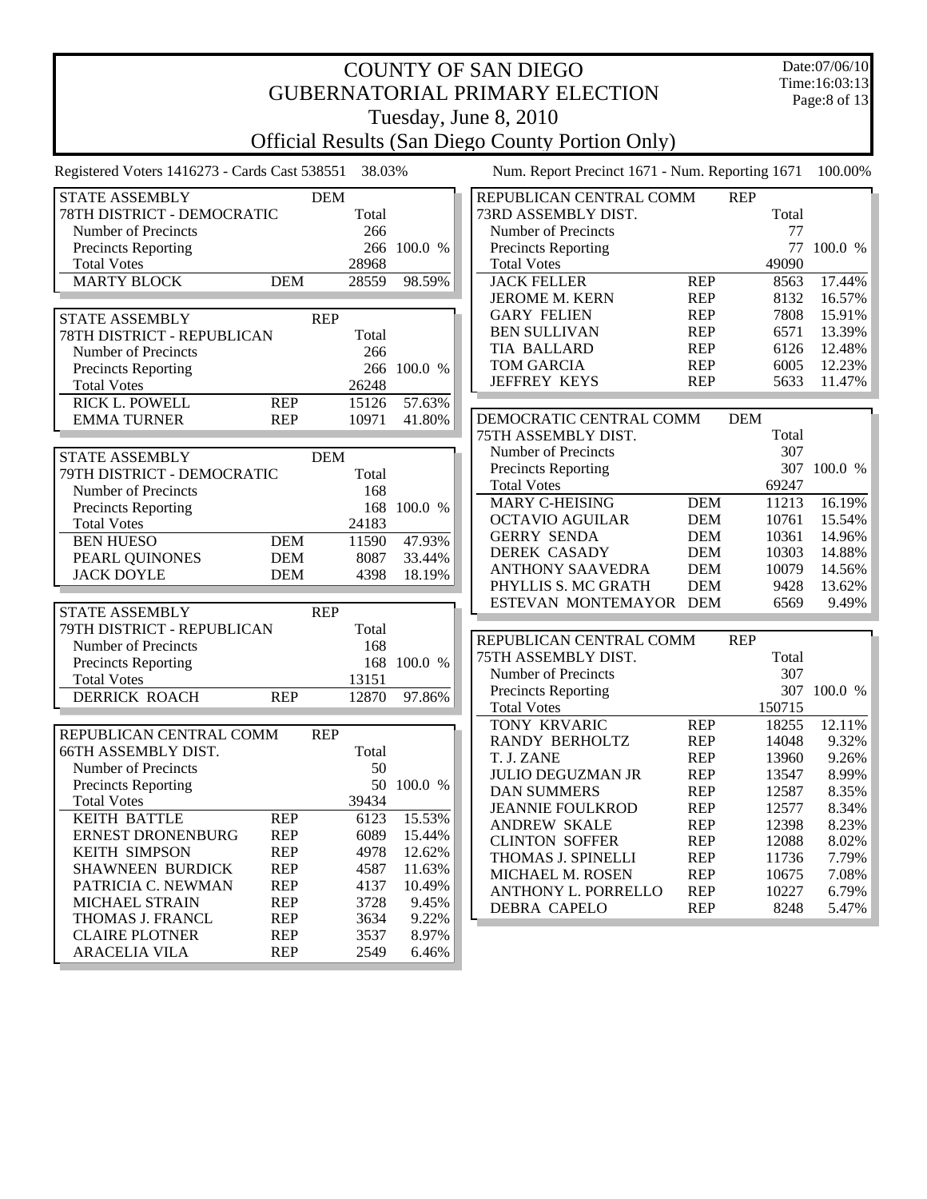# COUNTY OF SAN DIEGO
## GUBERNATORIAL PRIMARY ELECTION
### Tuesday, June 8, 2010
### Official Results (San Diego County Portion Only)

Date:07/06/10
Time:16:03:13

Registered Voters 1416273 - Cards Cast 538551 38.03%

Num. Report Precinct 1671 - Num. Reporting 1671 100.00%

| STATE ASSEMBLY 78TH DISTRICT - DEMOCRATIC | DEM | Total | |
|---|---|---|---|
| Number of Precincts | | 266 | |
| Precincts Reporting | | 266 | 100.0 % |
| Total Votes | | 28968 | |
| MARTY BLOCK | DEM | 28559 | 98.59% |

| STATE ASSEMBLY 78TH DISTRICT - REPUBLICAN | REP | Total | |
|---|---|---|---|
| Number of Precincts | | 266 | |
| Precincts Reporting | | 266 | 100.0 % |
| Total Votes | | 26248 | |
| RICK L. POWELL | REP | 15126 | 57.63% |
| EMMA TURNER | REP | 10971 | 41.80% |

| STATE ASSEMBLY 79TH DISTRICT - DEMOCRATIC | DEM | Total | |
|---|---|---|---|
| Number of Precincts | | 168 | |
| Precincts Reporting | | 168 | 100.0 % |
| Total Votes | | 24183 | |
| BEN HUESO | DEM | 11590 | 47.93% |
| PEARL QUINONES | DEM | 8087 | 33.44% |
| JACK DOYLE | DEM | 4398 | 18.19% |

| STATE ASSEMBLY 79TH DISTRICT - REPUBLICAN | REP | Total | |
|---|---|---|---|
| Number of Precincts | | 168 | |
| Precincts Reporting | | 168 | 100.0 % |
| Total Votes | | 13151 | |
| DERRICK ROACH | REP | 12870 | 97.86% |

| REPUBLICAN CENTRAL COMM 66TH ASSEMBLY DIST. | REP | Total | |
|---|---|---|---|
| Number of Precincts | | 50 | |
| Precincts Reporting | | 50 | 100.0 % |
| Total Votes | | 39434 | |
| KEITH BATTLE | REP | 6123 | 15.53% |
| ERNEST DRONENBURG | REP | 6089 | 15.44% |
| KEITH SIMPSON | REP | 4978 | 12.62% |
| SHAWNEEN BURDICK | REP | 4587 | 11.63% |
| PATRICIA C. NEWMAN | REP | 4137 | 10.49% |
| MICHAEL STRAIN | REP | 3728 | 9.45% |
| THOMAS J. FRANCL | REP | 3634 | 9.22% |
| CLAIRE PLOTNER | REP | 3537 | 8.97% |
| ARACELIA VILA | REP | 2549 | 6.46% |

| REPUBLICAN CENTRAL COMM 73RD ASSEMBLY DIST. | REP | Total | |
|---|---|---|---|
| Number of Precincts | | 77 | |
| Precincts Reporting | | 77 | 100.0 % |
| Total Votes | | 49090 | |
| JACK FELLER | REP | 8563 | 17.44% |
| JEROME M. KERN | REP | 8132 | 16.57% |
| GARY FELIEN | REP | 7808 | 15.91% |
| BEN SULLIVAN | REP | 6571 | 13.39% |
| TIA BALLARD | REP | 6126 | 12.48% |
| TOM GARCIA | REP | 6005 | 12.23% |
| JEFFREY KEYS | REP | 5633 | 11.47% |

| DEMOCRATIC CENTRAL COMM 75TH ASSEMBLY DIST. | DEM | Total | |
|---|---|---|---|
| Number of Precincts | | 307 | |
| Precincts Reporting | | 307 | 100.0 % |
| Total Votes | | 69247 | |
| MARY C-HEISING | DEM | 11213 | 16.19% |
| OCTAVIO AGUILAR | DEM | 10761 | 15.54% |
| GERRY SENDA | DEM | 10361 | 14.96% |
| DEREK CASADY | DEM | 10303 | 14.88% |
| ANTHONY SAAVEDRA | DEM | 10079 | 14.56% |
| PHYLLIS S. MC GRATH | DEM | 9428 | 13.62% |
| ESTEVAN MONTEMAYOR | DEM | 6569 | 9.49% |

| REPUBLICAN CENTRAL COMM 75TH ASSEMBLY DIST. | REP | Total | |
|---|---|---|---|
| Number of Precincts | | 307 | |
| Precincts Reporting | | 307 | 100.0 % |
| Total Votes | | 150715 | |
| TONY KRVARIC | REP | 18255 | 12.11% |
| RANDY BERHOLTZ | REP | 14048 | 9.32% |
| T. J. ZANE | REP | 13960 | 9.26% |
| JULIO DEGUZMAN JR | REP | 13547 | 8.99% |
| DAN SUMMERS | REP | 12587 | 8.35% |
| JEANNIE FOULKROD | REP | 12577 | 8.34% |
| ANDREW SKALE | REP | 12398 | 8.23% |
| CLINTON SOFFER | REP | 12088 | 8.02% |
| THOMAS J. SPINELLI | REP | 11736 | 7.79% |
| MICHAEL M. ROSEN | REP | 10675 | 7.08% |
| ANTHONY L. PORRELLO | REP | 10227 | 6.79% |
| DEBRA CAPELO | REP | 8248 | 5.47% |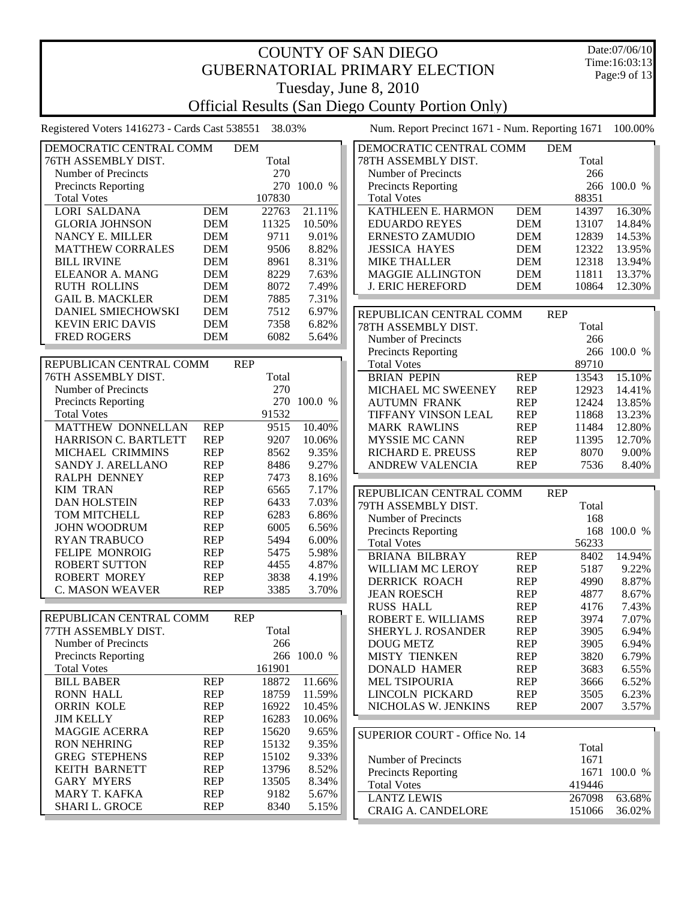# COUNTY OF SAN DIEGO
## GUBERNATORIAL PRIMARY ELECTION
### Tuesday, June 8, 2010
### Official Results (San Diego County Portion Only)

Date:07/06/10
Time:16:03:13

Registered Voters 1416273 - Cards Cast 538551 38.03%

Num. Report Precinct 1671 - Num. Reporting 1671 100.00%

| DEMOCRATIC CENTRAL COMM | DEM | | |
|---|---|---|---|
| 76TH ASSEMBLY DIST. | | Total | |
| Number of Precincts | | 270 | |
| Precincts Reporting | | 270 | 100.0 % |
| Total Votes | | 107830 | |
| LORI SALDANA | DEM | 22763 | 21.11% |
| GLORIA JOHNSON | DEM | 11325 | 10.50% |
| NANCY E. MILLER | DEM | 9711 | 9.01% |
| MATTHEW CORRALES | DEM | 9506 | 8.82% |
| BILL IRVINE | DEM | 8961 | 8.31% |
| ELEANOR A. MANG | DEM | 8229 | 7.63% |
| RUTH ROLLINS | DEM | 8072 | 7.49% |
| GAIL B. MACKLER | DEM | 7885 | 7.31% |
| DANIEL SMIECHOWSKI | DEM | 7512 | 6.97% |
| KEVIN ERIC DAVIS | DEM | 7358 | 6.82% |
| FRED ROGERS | DEM | 6082 | 5.64% |

| REPUBLICAN CENTRAL COMM | REP | | |
|---|---|---|---|
| 76TH ASSEMBLY DIST. | | Total | |
| Number of Precincts | | 270 | |
| Precincts Reporting | | 270 | 100.0 % |
| Total Votes | | 91532 | |
| MATTHEW DONNELLAN | REP | 9515 | 10.40% |
| HARRISON C. BARTLETT | REP | 9207 | 10.06% |
| MICHAEL CRIMMINS | REP | 8562 | 9.35% |
| SANDY J. ARELLANO | REP | 8486 | 9.27% |
| RALPH DENNEY | REP | 7473 | 8.16% |
| KIM TRAN | REP | 6565 | 7.17% |
| DAN HOLSTEIN | REP | 6433 | 7.03% |
| TOM MITCHELL | REP | 6283 | 6.86% |
| JOHN WOODRUM | REP | 6005 | 6.56% |
| RYAN TRABUCO | REP | 5494 | 6.00% |
| FELIPE MONROIG | REP | 5475 | 5.98% |
| ROBERT SUTTON | REP | 4455 | 4.87% |
| ROBERT MOREY | REP | 3838 | 4.19% |
| C. MASON WEAVER | REP | 3385 | 3.70% |

| REPUBLICAN CENTRAL COMM | REP | | |
|---|---|---|---|
| 77TH ASSEMBLY DIST. | | Total | |
| Number of Precincts | | 266 | |
| Precincts Reporting | | 266 | 100.0 % |
| Total Votes | | 161901 | |
| BILL BABER | REP | 18872 | 11.66% |
| RONN HALL | REP | 18759 | 11.59% |
| ORRIN KOLE | REP | 16922 | 10.45% |
| JIM KELLY | REP | 16283 | 10.06% |
| MAGGIE ACERRA | REP | 15620 | 9.65% |
| RON NEHRING | REP | 15132 | 9.35% |
| GREG STEPHENS | REP | 15102 | 9.33% |
| KEITH BARNETT | REP | 13796 | 8.52% |
| GARY MYERS | REP | 13505 | 8.34% |
| MARY T. KAFKA | REP | 9182 | 5.67% |
| SHARI L. GROCE | REP | 8340 | 5.15% |

| DEMOCRATIC CENTRAL COMM | DEM | | |
|---|---|---|---|
| 78TH ASSEMBLY DIST. | | Total | |
| Number of Precincts | | 266 | |
| Precincts Reporting | | 266 | 100.0 % |
| Total Votes | | 88351 | |
| KATHLEEN E. HARMON | DEM | 14397 | 16.30% |
| EDUARDO REYES | DEM | 13107 | 14.84% |
| ERNESTO ZAMUDIO | DEM | 12839 | 14.53% |
| JESSICA HAYES | DEM | 12322 | 13.95% |
| MIKE THALLER | DEM | 12318 | 13.94% |
| MAGGIE ALLINGTON | DEM | 11811 | 13.37% |
| J. ERIC HEREFORD | DEM | 10864 | 12.30% |

| REPUBLICAN CENTRAL COMM | REP | | |
|---|---|---|---|
| 78TH ASSEMBLY DIST. | | Total | |
| Number of Precincts | | 266 | |
| Precincts Reporting | | 266 | 100.0 % |
| Total Votes | | 89710 | |
| BRIAN PEPIN | REP | 13543 | 15.10% |
| MICHAEL MC SWEENEY | REP | 12923 | 14.41% |
| AUTUMN FRANK | REP | 12424 | 13.85% |
| TIFFANY VINSON LEAL | REP | 11868 | 13.23% |
| MARK RAWLINS | REP | 11484 | 12.80% |
| MYSSIE MC CANN | REP | 11395 | 12.70% |
| RICHARD E. PREUSS | REP | 8070 | 9.00% |
| ANDREW VALENCIA | REP | 7536 | 8.40% |

| REPUBLICAN CENTRAL COMM | REP | | |
|---|---|---|---|
| 79TH ASSEMBLY DIST. | | Total | |
| Number of Precincts | | 168 | |
| Precincts Reporting | | 168 | 100.0 % |
| Total Votes | | 56233 | |
| BRIANA BILBRAY | REP | 8402 | 14.94% |
| WILLIAM MC LEROY | REP | 5187 | 9.22% |
| DERRICK ROACH | REP | 4990 | 8.87% |
| JEAN ROESCH | REP | 4877 | 8.67% |
| RUSS HALL | REP | 4176 | 7.43% |
| ROBERT E. WILLIAMS | REP | 3974 | 7.07% |
| SHERYL J. ROSANDER | REP | 3905 | 6.94% |
| DOUG METZ | REP | 3905 | 6.94% |
| MISTY TIENKEN | REP | 3820 | 6.79% |
| DONALD HAMER | REP | 3683 | 6.55% |
| MEL TSIPOURIA | REP | 3666 | 6.52% |
| LINCOLN PICKARD | REP | 3505 | 6.23% |
| NICHOLAS W. JENKINS | REP | 2007 | 3.57% |

| SUPERIOR COURT - Office No. 14 | | |
|---|---|---|
| | Total | |
| Number of Precincts | 1671 | |
| Precincts Reporting | 1671 | 100.0 % |
| Total Votes | 419446 | |
| LANTZ LEWIS | 267098 | 63.68% |
| CRAIG A. CANDELORE | 151066 | 36.02% |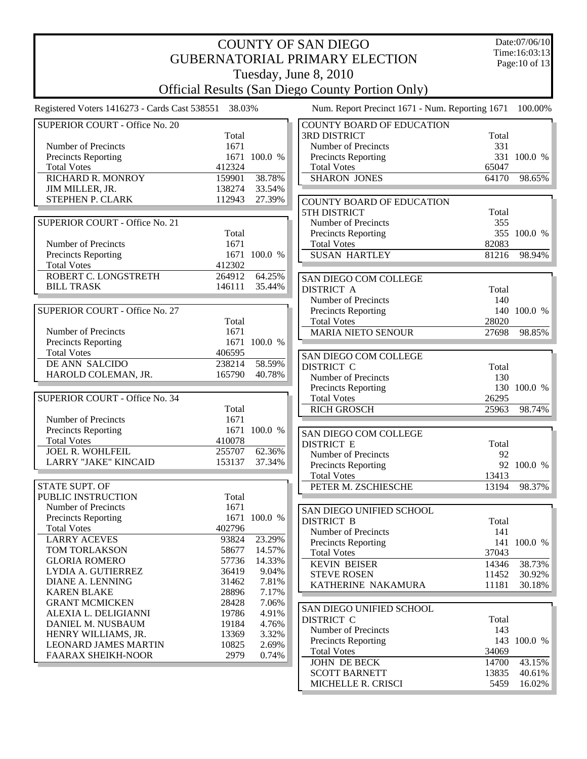# COUNTY OF SAN DIEGO
# GUBERNATORIAL PRIMARY ELECTION
## Tuesday, June 8, 2010
## Official Results (San Diego County Portion Only)

Registered Voters 1416273 - Cards Cast 538551 38.03%

Num. Report Precinct 1671 - Num. Reporting 1671 100.00%

### SUPERIOR COURT - Office No. 20

| | Total | |
|---|---|---|
| Number of Precincts | 1671 | |
| Precincts Reporting | 1671 | 100.0 % |
| Total Votes | 412324 | |
| RICHARD R. MONROY | 159901 | 38.78% |
| JIM MILLER, JR. | 138274 | 33.54% |
| STEPHEN P. CLARK | 112943 | 27.39% |

### SUPERIOR COURT - Office No. 21

| | Total | |
|---|---|---|
| Number of Precincts | 1671 | |
| Precincts Reporting | 1671 | 100.0 % |
| Total Votes | 412302 | |
| ROBERT C. LONGSTRETH | 264912 | 64.25% |
| BILL TRASK | 146111 | 35.44% |

### SUPERIOR COURT - Office No. 27

| | Total | |
|---|---|---|
| Number of Precincts | 1671 | |
| Precincts Reporting | 1671 | 100.0 % |
| Total Votes | 406595 | |
| DE ANN SALCIDO | 238214 | 58.59% |
| HAROLD COLEMAN, JR. | 165790 | 40.78% |

### SUPERIOR COURT - Office No. 34

| | Total | |
|---|---|---|
| Number of Precincts | 1671 | |
| Precincts Reporting | 1671 | 100.0 % |
| Total Votes | 410078 | |
| JOEL R. WOHLFEIL | 255707 | 62.36% |
| LARRY "JAKE" KINCAID | 153137 | 37.34% |

### STATE SUPT. OF PUBLIC INSTRUCTION

| | Total | |
|---|---|---|
| Number of Precincts | 1671 | |
| Precincts Reporting | 1671 | 100.0 % |
| Total Votes | 402796 | |
| LARRY ACEVES | 93824 | 23.29% |
| TOM TORLAKSON | 58677 | 14.57% |
| GLORIA ROMERO | 57736 | 14.33% |
| LYDIA A. GUTIERREZ | 36419 | 9.04% |
| DIANE A. LENNING | 31462 | 7.81% |
| KAREN BLAKE | 28896 | 7.17% |
| GRANT MCMICKEN | 28428 | 7.06% |
| ALEXIA L. DELIGIANNI | 19786 | 4.91% |
| DANIEL M. NUSBAUM | 19184 | 4.76% |
| HENRY WILLIAMS, JR. | 13369 | 3.32% |
| LEONARD JAMES MARTIN | 10825 | 2.69% |
| FAARAX SHEIKH-NOOR | 2979 | 0.74% |

### COUNTY BOARD OF EDUCATION 3RD DISTRICT

| | Total | |
|---|---|---|
| Number of Precincts | 331 | |
| Precincts Reporting | 331 | 100.0 % |
| Total Votes | 65047 | |
| SHARON JONES | 64170 | 98.65% |

### COUNTY BOARD OF EDUCATION 5TH DISTRICT

| | Total | |
|---|---|---|
| Number of Precincts | 355 | |
| Precincts Reporting | 355 | 100.0 % |
| Total Votes | 82083 | |
| SUSAN HARTLEY | 81216 | 98.94% |

### SAN DIEGO COM COLLEGE DISTRICT A

| | Total | |
|---|---|---|
| Number of Precincts | 140 | |
| Precincts Reporting | 140 | 100.0 % |
| Total Votes | 28020 | |
| MARIA NIETO SENOUR | 27698 | 98.85% |

### SAN DIEGO COM COLLEGE DISTRICT C

| | Total | |
|---|---|---|
| Number of Precincts | 130 | |
| Precincts Reporting | 130 | 100.0 % |
| Total Votes | 26295 | |
| RICH GROSCH | 25963 | 98.74% |

### SAN DIEGO COM COLLEGE DISTRICT E

| | Total | |
|---|---|---|
| Number of Precincts | 92 | |
| Precincts Reporting | 92 | 100.0 % |
| Total Votes | 13413 | |
| PETER M. ZSCHIESCHE | 13194 | 98.37% |

### SAN DIEGO UNIFIED SCHOOL DISTRICT B

| | Total | |
|---|---|---|
| Number of Precincts | 141 | |
| Precincts Reporting | 141 | 100.0 % |
| Total Votes | 37043 | |
| KEVIN BEISER | 14346 | 38.73% |
| STEVE ROSEN | 11452 | 30.92% |
| KATHERINE NAKAMURA | 11181 | 30.18% |

### SAN DIEGO UNIFIED SCHOOL DISTRICT C

| | Total | |
|---|---|---|
| Number of Precincts | 143 | |
| Precincts Reporting | 143 | 100.0 % |
| Total Votes | 34069 | |
| JOHN DE BECK | 14700 | 43.15% |
| SCOTT BARNETT | 13835 | 40.61% |
| MICHELLE R. CRISCI | 5459 | 16.02% |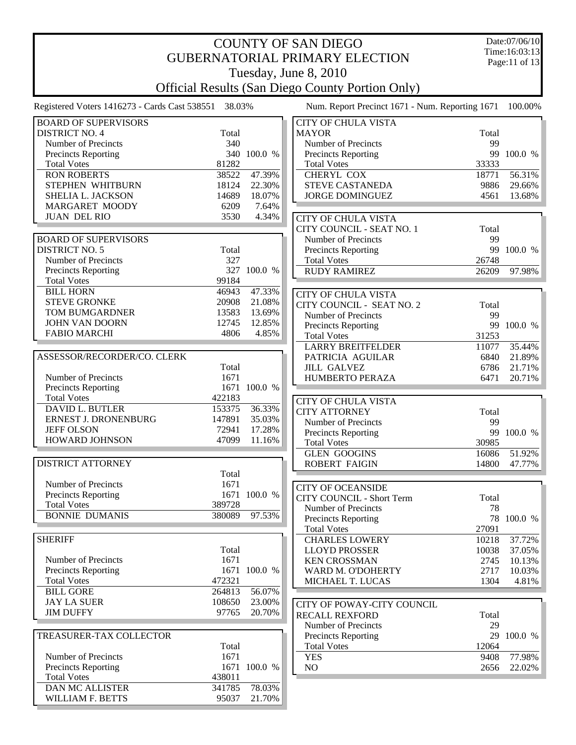# COUNTY OF SAN DIEGO
## GUBERNATORIAL PRIMARY ELECTION
### Tuesday, June 8, 2010
### Official Results (San Diego County Portion Only)

Date:07/06/10
Time:16:03:13

Registered Voters 1416273 - Cards Cast 538551 38.03%

Num. Report Precinct 1671 - Num. Reporting 1671 100.00%

| BOARD OF SUPERVISORS DISTRICT NO. 4 | Total | |
|---|---|---|
| Number of Precincts | 340 | |
| Precincts Reporting | 340 | 100.0 % |
| Total Votes | 81282 | |
| RON ROBERTS | 38522 | 47.39% |
| STEPHEN WHITBURN | 18124 | 22.30% |
| SHELIA L. JACKSON | 14689 | 18.07% |
| MARGARET MOODY | 6209 | 7.64% |
| JUAN DEL RIO | 3530 | 4.34% |

| BOARD OF SUPERVISORS DISTRICT NO. 5 | Total | |
|---|---|---|
| Number of Precincts | 327 | |
| Precincts Reporting | 327 | 100.0 % |
| Total Votes | 99184 | |
| BILL HORN | 46943 | 47.33% |
| STEVE GRONKE | 20908 | 21.08% |
| TOM BUMGARDNER | 13583 | 13.69% |
| JOHN VAN DOORN | 12745 | 12.85% |
| FABIO MARCHI | 4806 | 4.85% |

| ASSESSOR/RECORDER/CO. CLERK | Total | |
|---|---|---|
| Number of Precincts | 1671 | |
| Precincts Reporting | 1671 | 100.0 % |
| Total Votes | 422183 | |
| DAVID L. BUTLER | 153375 | 36.33% |
| ERNEST J. DRONENBURG | 147891 | 35.03% |
| JEFF OLSON | 72941 | 17.28% |
| HOWARD JOHNSON | 47099 | 11.16% |

| DISTRICT ATTORNEY | Total | |
|---|---|---|
| Number of Precincts | 1671 | |
| Precincts Reporting | 1671 | 100.0 % |
| Total Votes | 389728 | |
| BONNIE DUMANIS | 380089 | 97.53% |

| SHERIFF | Total | |
|---|---|---|
| Number of Precincts | 1671 | |
| Precincts Reporting | 1671 | 100.0 % |
| Total Votes | 472321 | |
| BILL GORE | 264813 | 56.07% |
| JAY LA SUER | 108650 | 23.00% |
| JIM DUFFY | 97765 | 20.70% |

| TREASURER-TAX COLLECTOR | Total | |
|---|---|---|
| Number of Precincts | 1671 | |
| Precincts Reporting | 1671 | 100.0 % |
| Total Votes | 438011 | |
| DAN MC ALLISTER | 341785 | 78.03% |
| WILLIAM F. BETTS | 95037 | 21.70% |

| CITY OF CHULA VISTA MAYOR | Total | |
|---|---|---|
| Number of Precincts | 99 | |
| Precincts Reporting | 99 | 100.0 % |
| Total Votes | 33333 | |
| CHERYL COX | 18771 | 56.31% |
| STEVE CASTANEDA | 9886 | 29.66% |
| JORGE DOMINGUEZ | 4561 | 13.68% |

| CITY OF CHULA VISTA CITY COUNCIL - SEAT NO. 1 | Total | |
|---|---|---|
| Number of Precincts | 99 | |
| Precincts Reporting | 99 | 100.0 % |
| Total Votes | 26748 | |
| RUDY RAMIREZ | 26209 | 97.98% |

| CITY OF CHULA VISTA CITY COUNCIL - SEAT NO. 2 | Total | |
|---|---|---|
| Number of Precincts | 99 | |
| Precincts Reporting | 99 | 100.0 % |
| Total Votes | 31253 | |
| LARRY BREITFELDER | 11077 | 35.44% |
| PATRICIA AGUILAR | 6840 | 21.89% |
| JILL GALVEZ | 6786 | 21.71% |
| HUMBERTO PERAZA | 6471 | 20.71% |

| CITY OF CHULA VISTA CITY ATTORNEY | Total | |
|---|---|---|
| Number of Precincts | 99 | |
| Precincts Reporting | 99 | 100.0 % |
| Total Votes | 30985 | |
| GLEN GOOGINS | 16086 | 51.92% |
| ROBERT FAIGIN | 14800 | 47.77% |

| CITY OF OCEANSIDE CITY COUNCIL - Short Term | Total | |
|---|---|---|
| Number of Precincts | 78 | |
| Precincts Reporting | 78 | 100.0 % |
| Total Votes | 27091 | |
| CHARLES LOWERY | 10218 | 37.72% |
| LLOYD PROSSER | 10038 | 37.05% |
| KEN CROSSMAN | 2745 | 10.13% |
| WARD M. O'DOHERTY | 2717 | 10.03% |
| MICHAEL T. LUCAS | 1304 | 4.81% |

| CITY OF POWAY-CITY COUNCIL RECALL REXFORD | Total | |
|---|---|---|
| Number of Precincts | 29 | |
| Precincts Reporting | 29 | 100.0 % |
| Total Votes | 12064 | |
| YES | 9408 | 77.98% |
| NO | 2656 | 22.02% |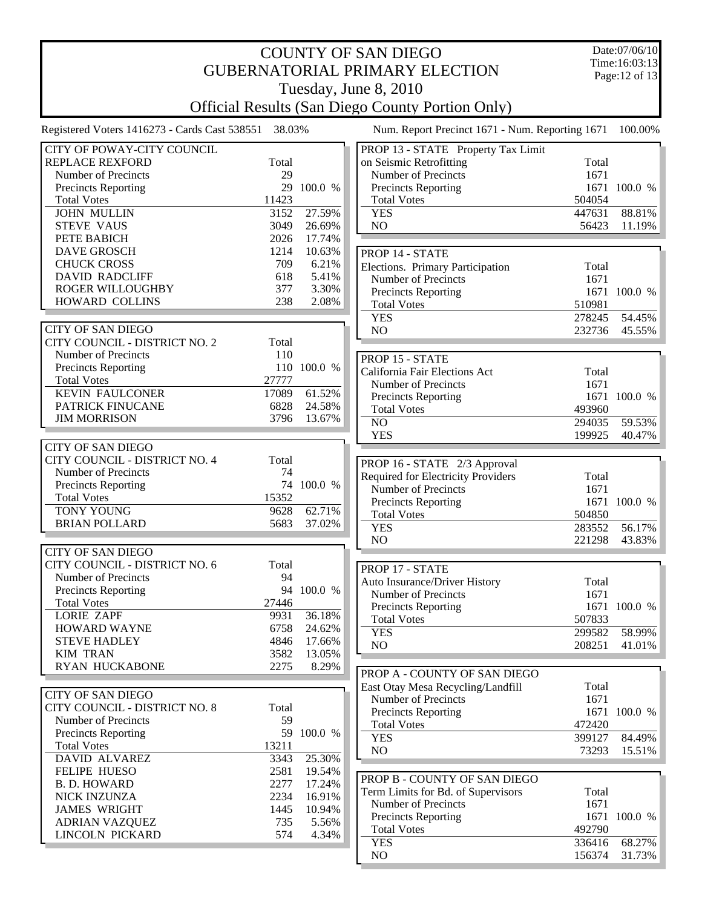# COUNTY OF SAN DIEGO
## GUBERNATORIAL PRIMARY ELECTION
### Tuesday, June 8, 2010
### Official Results (San Diego County Portion Only)

Date:07/06/10
Time:16:03:13

Registered Voters 1416273 - Cards Cast 538551 38.03%

Num. Report Precinct 1671 - Num. Reporting 1671 100.00%

| CITY OF POWAY-CITY COUNCIL REPLACE REXFORD | Total | |
|---|---|---|
| Number of Precincts | 29 | |
| Precincts Reporting | 29 | 100.0 % |
| Total Votes | 11423 | |
| JOHN MULLIN | 3152 | 27.59% |
| STEVE VAUS | 3049 | 26.69% |
| PETE BABICH | 2026 | 17.74% |
| DAVE GROSCH | 1214 | 10.63% |
| CHUCK CROSS | 709 | 6.21% |
| DAVID RADCLIFF | 618 | 5.41% |
| ROGER WILLOUGHBY | 377 | 3.30% |
| HOWARD COLLINS | 238 | 2.08% |

| CITY OF SAN DIEGO CITY COUNCIL - DISTRICT NO. 2 | Total | |
|---|---|---|
| Number of Precincts | 110 | |
| Precincts Reporting | 110 | 100.0 % |
| Total Votes | 27777 | |
| KEVIN FAULCONER | 17089 | 61.52% |
| PATRICK FINUCANE | 6828 | 24.58% |
| JIM MORRISON | 3796 | 13.67% |

| CITY OF SAN DIEGO CITY COUNCIL - DISTRICT NO. 4 | Total | |
|---|---|---|
| Number of Precincts | 74 | |
| Precincts Reporting | 74 | 100.0 % |
| Total Votes | 15352 | |
| TONY YOUNG | 9628 | 62.71% |
| BRIAN POLLARD | 5683 | 37.02% |

| CITY OF SAN DIEGO CITY COUNCIL - DISTRICT NO. 6 | Total | |
|---|---|---|
| Number of Precincts | 94 | |
| Precincts Reporting | 94 | 100.0 % |
| Total Votes | 27446 | |
| LORIE ZAPF | 9931 | 36.18% |
| HOWARD WAYNE | 6758 | 24.62% |
| STEVE HADLEY | 4846 | 17.66% |
| KIM TRAN | 3582 | 13.05% |
| RYAN HUCKABONE | 2275 | 8.29% |

| CITY OF SAN DIEGO CITY COUNCIL - DISTRICT NO. 8 | Total | |
|---|---|---|
| Number of Precincts | 59 | |
| Precincts Reporting | 59 | 100.0 % |
| Total Votes | 13211 | |
| DAVID ALVAREZ | 3343 | 25.30% |
| FELIPE HUESO | 2581 | 19.54% |
| B. D. HOWARD | 2277 | 17.24% |
| NICK INZUNZA | 2234 | 16.91% |
| JAMES WRIGHT | 1445 | 10.94% |
| ADRIAN VAZQUEZ | 735 | 5.56% |
| LINCOLN PICKARD | 574 | 4.34% |

| PROP 13 - STATE Property Tax Limit on Seismic Retrofitting | Total | |
|---|---|---|
| Number of Precincts | 1671 | |
| Precincts Reporting | 1671 | 100.0 % |
| Total Votes | 504054 | |
| YES | 447631 | 88.81% |
| NO | 56423 | 11.19% |

| PROP 14 - STATE Elections. Primary Participation | Total | |
|---|---|---|
| Number of Precincts | 1671 | |
| Precincts Reporting | 1671 | 100.0 % |
| Total Votes | 510981 | |
| YES | 278245 | 54.45% |
| NO | 232736 | 45.55% |

| PROP 15 - STATE California Fair Elections Act | Total | |
|---|---|---|
| Number of Precincts | 1671 | |
| Precincts Reporting | 1671 | 100.0 % |
| Total Votes | 493960 | |
| NO | 294035 | 59.53% |
| YES | 199925 | 40.47% |

| PROP 16 - STATE 2/3 Approval Required for Electricity Providers | Total | |
|---|---|---|
| Number of Precincts | 1671 | |
| Precincts Reporting | 1671 | 100.0 % |
| Total Votes | 504850 | |
| YES | 283552 | 56.17% |
| NO | 221298 | 43.83% |

| PROP 17 - STATE Auto Insurance/Driver History | Total | |
|---|---|---|
| Number of Precincts | 1671 | |
| Precincts Reporting | 1671 | 100.0 % |
| Total Votes | 507833 | |
| YES | 299582 | 58.99% |
| NO | 208251 | 41.01% |

| PROP A - COUNTY OF SAN DIEGO East Otay Mesa Recycling/Landfill | Total | |
|---|---|---|
| Number of Precincts | 1671 | |
| Precincts Reporting | 1671 | 100.0 % |
| Total Votes | 472420 | |
| YES | 399127 | 84.49% |
| NO | 73293 | 15.51% |

| PROP B - COUNTY OF SAN DIEGO Term Limits for Bd. of Supervisors | Total | |
|---|---|---|
| Number of Precincts | 1671 | |
| Precincts Reporting | 1671 | 100.0 % |
| Total Votes | 492790 | |
| YES | 336416 | 68.27% |
| NO | 156374 | 31.73% |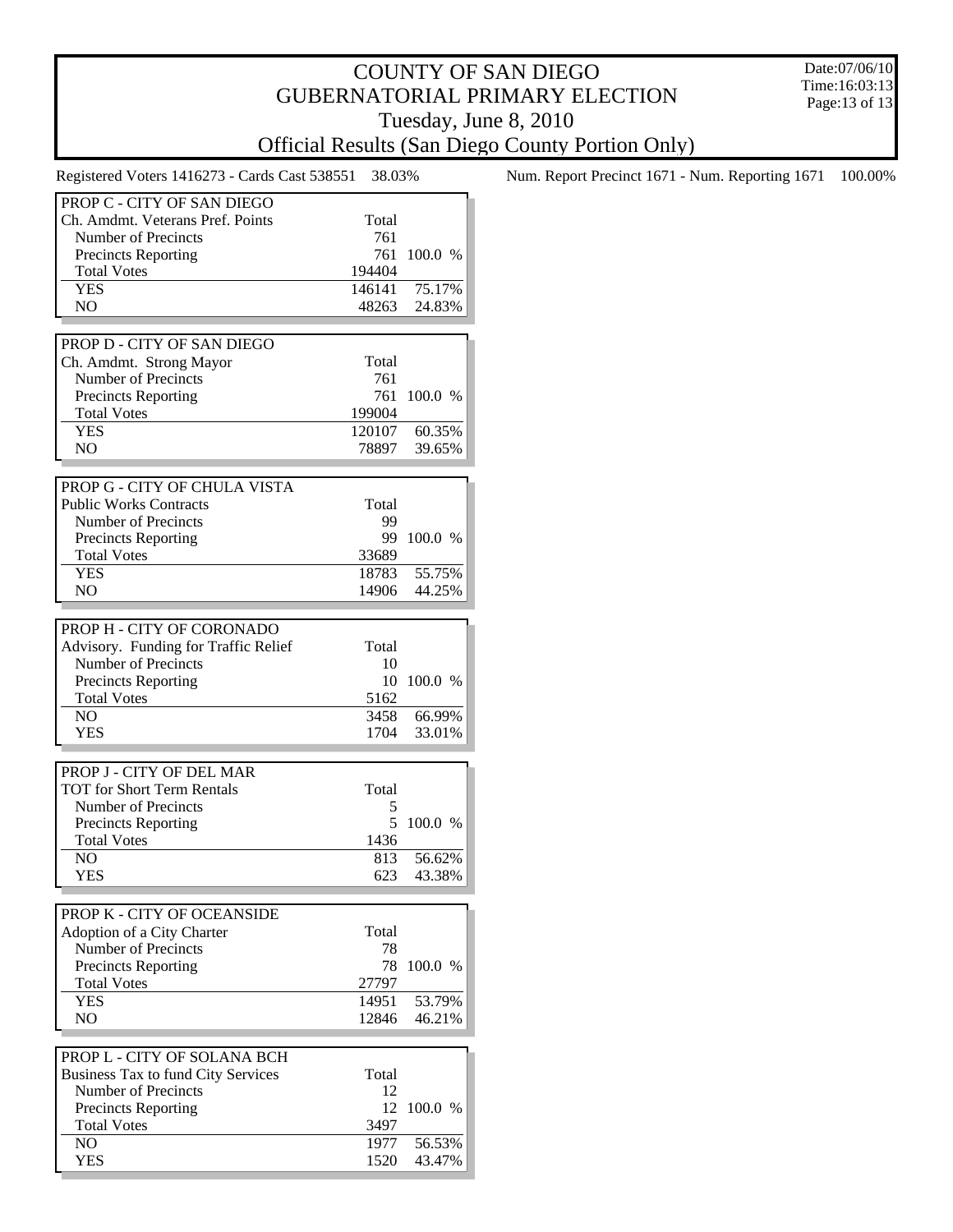# COUNTY OF SAN DIEGO
# GUBERNATORIAL PRIMARY ELECTION
## Tuesday, June 8, 2010
## Official Results (San Diego County Portion Only)

Date:07/06/10
Time:16:03:13

Registered Voters 1416273 - Cards Cast 538551 38.03%

Num. Report Precinct 1671 - Num. Reporting 1671 100.00%

| PROP C - CITY OF SAN DIEGO | | |
|---|---|---|
| Ch. Amdmt. Veterans Pref. Points | Total | |
| Number of Precincts | 761 | |
| Precincts Reporting | 761 | 100.0 % |
| Total Votes | 194404 | |
| YES | 146141 | 75.17% |
| NO | 48263 | 24.83% |

| PROP D - CITY OF SAN DIEGO | | |
|---|---|---|
| Ch. Amdmt. Strong Mayor | Total | |
| Number of Precincts | 761 | |
| Precincts Reporting | 761 | 100.0 % |
| Total Votes | 199004 | |
| YES | 120107 | 60.35% |
| NO | 78897 | 39.65% |

| PROP G - CITY OF CHULA VISTA | | |
|---|---|---|
| Public Works Contracts | Total | |
| Number of Precincts | 99 | |
| Precincts Reporting | 99 | 100.0 % |
| Total Votes | 33689 | |
| YES | 18783 | 55.75% |
| NO | 14906 | 44.25% |

| PROP H - CITY OF CORONADO | | |
|---|---|---|
| Advisory. Funding for Traffic Relief | Total | |
| Number of Precincts | 10 | |
| Precincts Reporting | 10 | 100.0 % |
| Total Votes | 5162 | |
| NO | 3458 | 66.99% |
| YES | 1704 | 33.01% |

| PROP J - CITY OF DEL MAR | | |
|---|---|---|
| TOT for Short Term Rentals | Total | |
| Number of Precincts | 5 | |
| Precincts Reporting | 5 | 100.0 % |
| Total Votes | 1436 | |
| NO | 813 | 56.62% |
| YES | 623 | 43.38% |

| PROP K - CITY OF OCEANSIDE | | |
|---|---|---|
| Adoption of a City Charter | Total | |
| Number of Precincts | 78 | |
| Precincts Reporting | 78 | 100.0 % |
| Total Votes | 27797 | |
| YES | 14951 | 53.79% |
| NO | 12846 | 46.21% |

| PROP L - CITY OF SOLANA BCH | | |
|---|---|---|
| Business Tax to fund City Services | Total | |
| Number of Precincts | 12 | |
| Precincts Reporting | 12 | 100.0 % |
| Total Votes | 3497 | |
| NO | 1977 | 56.53% |
| YES | 1520 | 43.47% |